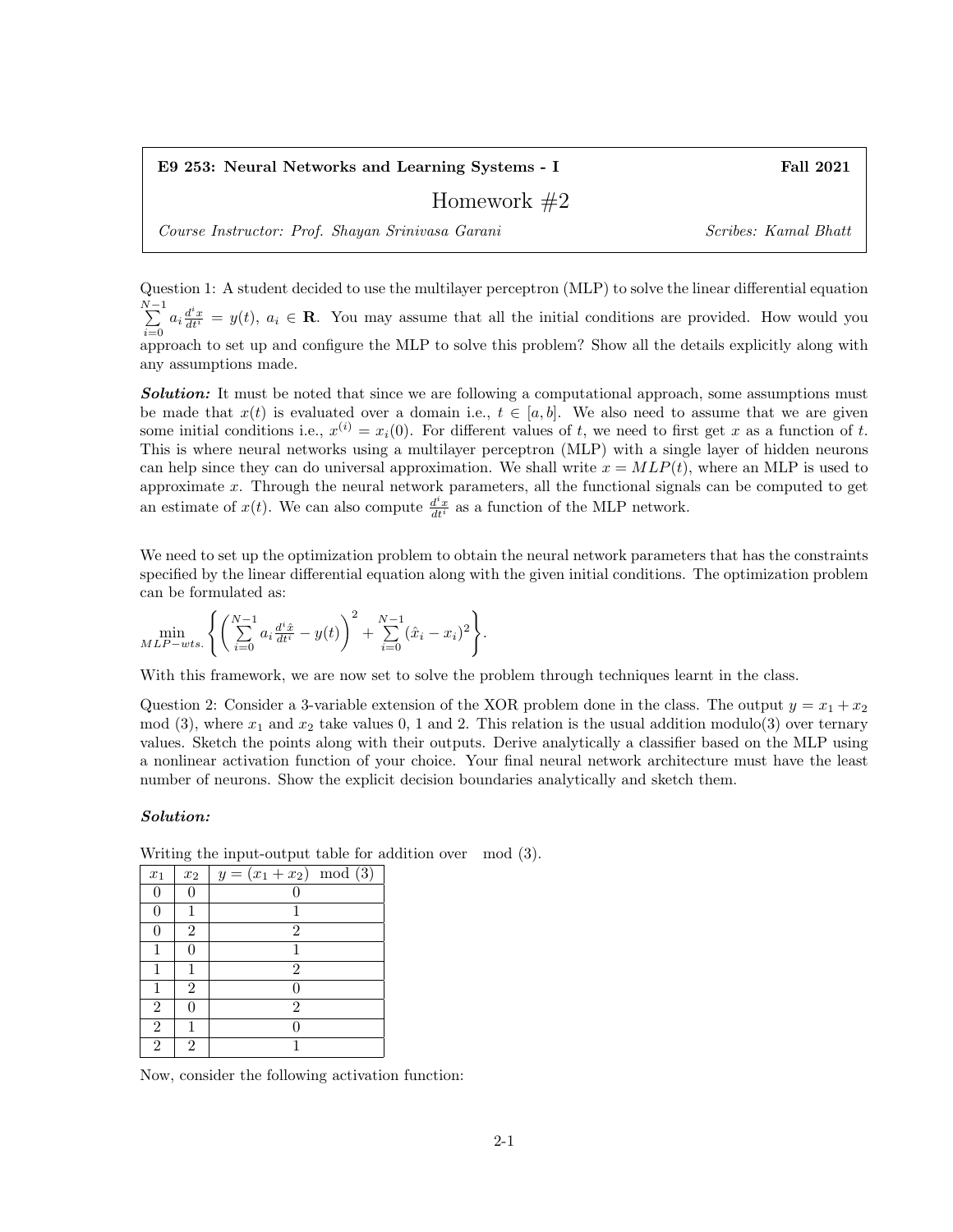| **E9 253: Neural Networks and Learning Systems - I** | **Fall 2021** |
|---|---|

# Homework #2

*Course Instructor: Prof. Shayan Srinivasa Garani* — *Scribes: Kamal Bhatt*

Question 1: A student decided to use the multilayer perceptron (MLP) to solve the linear differential equation $\sum_{i=0}^{N-1} a_i \frac{d^i x}{dt^i} = y(t)$, $a_i \in \mathbf{R}$. You may assume that all the initial conditions are provided. How would you approach to set up and configure the MLP to solve this problem? Show all the details explicitly along with any assumptions made.

***Solution:*** It must be noted that since we are following a computational approach, some assumptions must be made that $x(t)$ is evaluated over a domain i.e., $t \in [a, b]$. We also need to assume that we are given some initial conditions i.e., $x^{(i)} = x_i(0)$. For different values of $t$, we need to first get $x$ as a function of $t$. This is where neural networks using a multilayer perceptron (MLP) with a single layer of hidden neurons can help since they can do universal approximation. We shall write $x = MLP(t)$, where an MLP is used to approximate $x$. Through the neural network parameters, all the functional signals can be computed to get an estimate of $x(t)$. We can also compute $\frac{d^i x}{dt^i}$ as a function of the MLP network.

We need to set up the optimization problem to obtain the neural network parameters that has the constraints specified by the linear differential equation along with the given initial conditions. The optimization problem can be formulated as:

$$\min_{MLP-wts.} \left\{ \left( \sum_{i=0}^{N-1} a_i \frac{d^i \hat{x}}{dt^i} - y(t) \right)^2 + \sum_{i=0}^{N-1} (\hat{x}_i - x_i)^2 \right\}.$$

With this framework, we are now set to solve the problem through techniques learnt in the class.

Question 2: Consider a 3-variable extension of the XOR problem done in the class. The output $y = x_1 + x_2 \mod (3)$, where $x_1$ and $x_2$ take values 0, 1 and 2. This relation is the usual addition modulo(3) over ternary values. Sketch the points along with their outputs. Derive analytically a classifier based on the MLP using a nonlinear activation function of your choice. Your final neural network architecture must have the least number of neurons. Show the explicit decision boundaries analytically and sketch them.

***Solution:***

Writing the input-output table for addition over $\mod (3)$.

| $x_1$ | $x_2$ | $y = (x_1 + x_2) \mod (3)$ |
|---|---|---|
| 0 | 0 | 0 |
| 0 | 1 | 1 |
| 0 | 2 | 2 |
| 1 | 0 | 1 |
| 1 | 1 | 2 |
| 1 | 2 | 0 |
| 2 | 0 | 2 |
| 2 | 1 | 0 |
| 2 | 2 | 1 |

Now, consider the following activation function: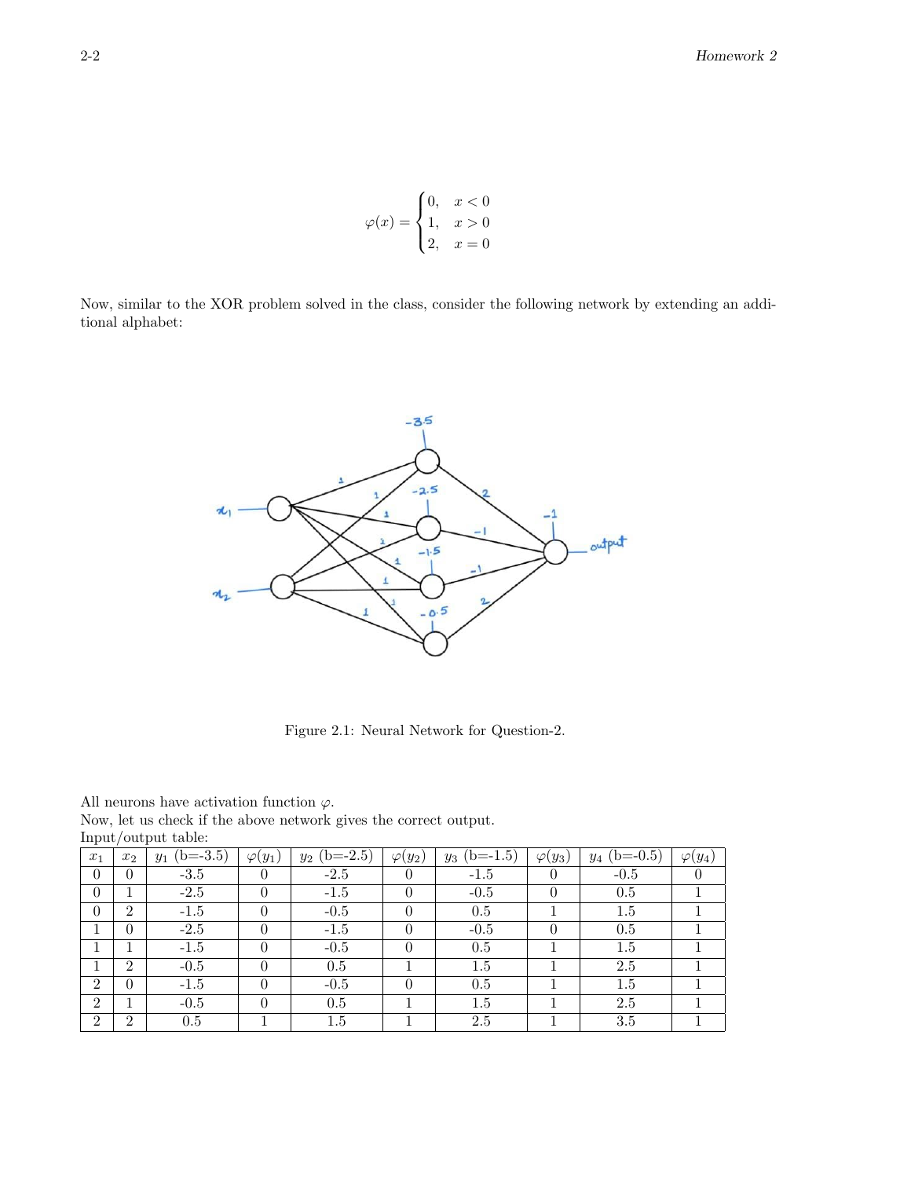$$\varphi(x) = \begin{cases} 0, & x < 0 \\ 1, & x > 0 \\ 2, & x = 0 \end{cases}$$

Now, similar to the XOR problem solved in the class, consider the following network by extending an additional alphabet:

Figure 2.1: Neural Network for Question-2.

All neurons have activation function $\varphi$.
Now, let us check if the above network gives the correct output.
Input/output table:

| $x_1$ | $x_2$ | $y_1$ (b=-3.5) | $\varphi(y_1)$ | $y_2$ (b=-2.5) | $\varphi(y_2)$ | $y_3$ (b=-1.5) | $\varphi(y_3)$ | $y_4$ (b=-0.5) | $\varphi(y_4)$ |
|---|---|---|---|---|---|---|---|---|---|
| 0 | 0 | -3.5 | 0 | -2.5 | 0 | -1.5 | 0 | -0.5 | 0 |
| 0 | 1 | -2.5 | 0 | -1.5 | 0 | -0.5 | 0 | 0.5 | 1 |
| 0 | 2 | -1.5 | 0 | -0.5 | 0 | 0.5 | 1 | 1.5 | 1 |
| 1 | 0 | -2.5 | 0 | -1.5 | 0 | -0.5 | 0 | 0.5 | 1 |
| 1 | 1 | -1.5 | 0 | -0.5 | 0 | 0.5 | 1 | 1.5 | 1 |
| 1 | 2 | -0.5 | 0 | 0.5 | 1 | 1.5 | 1 | 2.5 | 1 |
| 2 | 0 | -1.5 | 0 | -0.5 | 0 | 0.5 | 1 | 1.5 | 1 |
| 2 | 1 | -0.5 | 0 | 0.5 | 1 | 1.5 | 1 | 2.5 | 1 |
| 2 | 2 | 0.5 | 1 | 1.5 | 1 | 2.5 | 1 | 3.5 | 1 |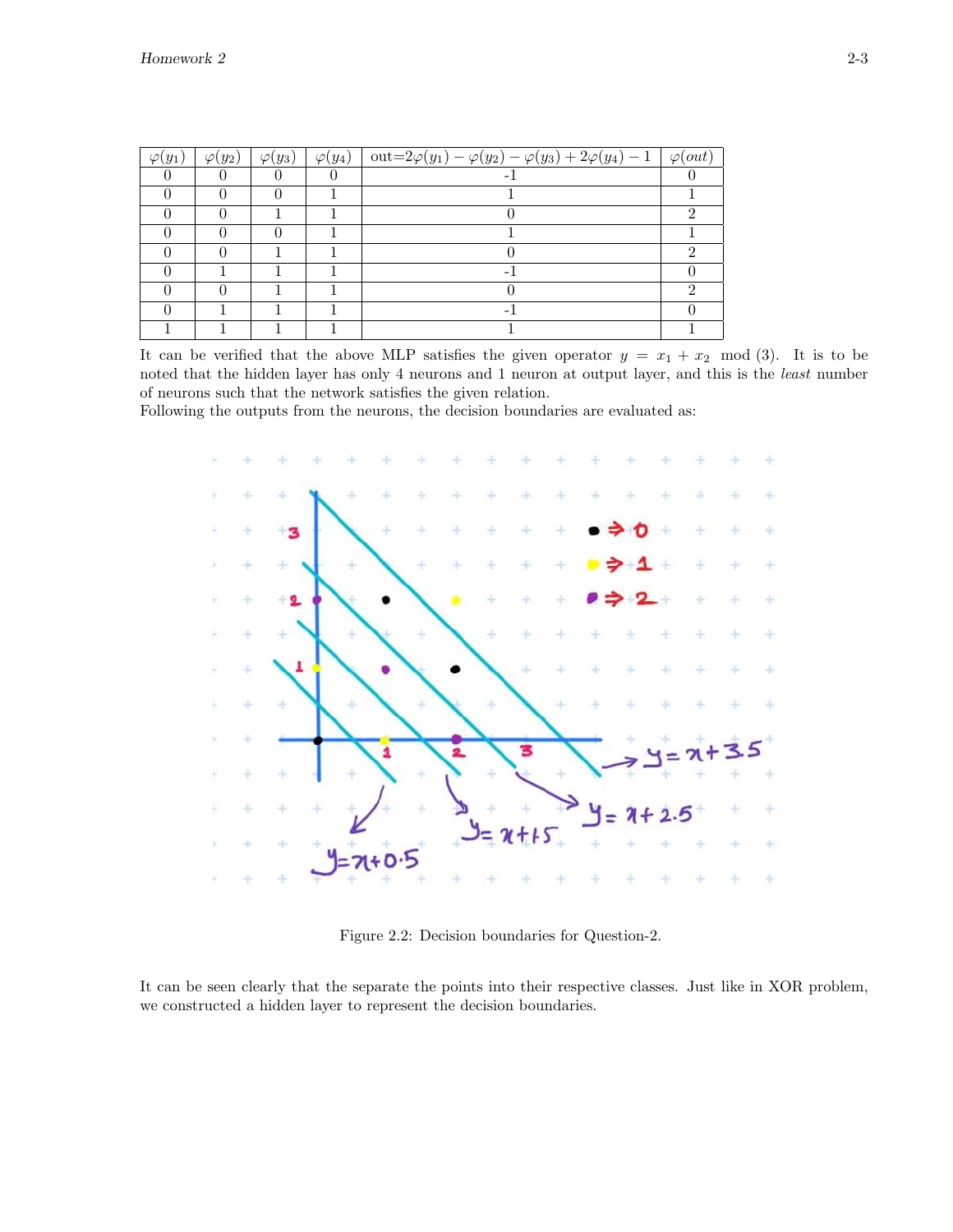| $\varphi(y_1)$ | $\varphi(y_2)$ | $\varphi(y_3)$ | $\varphi(y_4)$ | out=$2\varphi(y_1) - \varphi(y_2) - \varphi(y_3) + 2\varphi(y_4) - 1$ | $\varphi(out)$ |
|---|---|---|---|---|---|
| 0 | 0 | 0 | 0 | -1 | 0 |
| 0 | 0 | 0 | 1 | 1 | 1 |
| 0 | 0 | 1 | 1 | 0 | 2 |
| 0 | 0 | 0 | 1 | 1 | 1 |
| 0 | 0 | 1 | 1 | 0 | 2 |
| 0 | 1 | 1 | 1 | -1 | 0 |
| 0 | 0 | 1 | 1 | 0 | 2 |
| 0 | 1 | 1 | 1 | -1 | 0 |
| 1 | 1 | 1 | 1 | 1 | 1 |

It can be verified that the above MLP satisfies the given operator $y = x_1 + x_2 \mod (3)$. It is to be noted that the hidden layer has only 4 neurons and 1 neuron at output layer, and this is the *least* number of neurons such that the network satisfies the given relation.
Following the outputs from the neurons, the decision boundaries are evaluated as:

3
2
1
1
2
3
● ⇒ 0
● ⇒ 1
● ⇒ 2
y = x + 3.5
y = x + 2.5
y = x + 1.5
y = x + 0.5

Figure 2.2: Decision boundaries for Question-2.

It can be seen clearly that the separate the points into their respective classes. Just like in XOR problem, we constructed a hidden layer to represent the decision boundaries.